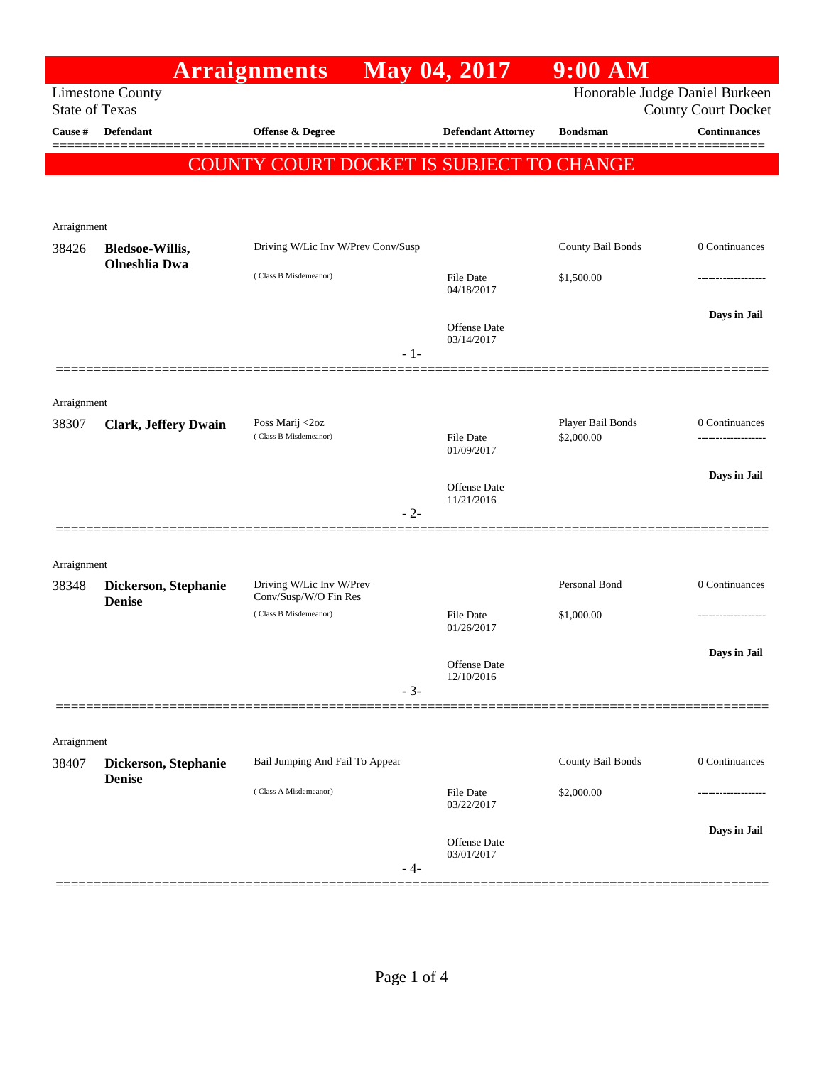# Arraignments May 04, 2017 9:00 AM

Limestone County
State of Texas

Honorable Judge Daniel Burkeen
County Court Docket

| Cause # | Defendant | Offense & Degree | Defendant Attorney | Bondsman | Continuances |
|---|---|---|---|---|---|

**COUNTY COURT DOCKET IS SUBJECT TO CHANGE**

---

Arraignment

| Cause # | Defendant | Offense & Degree | Defendant Attorney | Bondsman | Continuances |
|---|---|---|---|---|---|
| 38426 | **Bledsoe-Willis, Olneshlia Dwa** | Driving W/Lic Inv W/Prev Conv/Susp ( Class B Misdemeanor) | File Date 04/18/2017 Offense Date 03/14/2017 | County Bail Bonds $1,500.00 | 0 Continuances ------------------- **Days in Jail** |

- 1-

---

Arraignment

| Cause # | Defendant | Offense & Degree | Defendant Attorney | Bondsman | Continuances |
|---|---|---|---|---|---|
| 38307 | **Clark, Jeffery Dwain** | Poss Marij <2oz ( Class B Misdemeanor) | File Date 01/09/2017 Offense Date 11/21/2016 | Player Bail Bonds $2,000.00 | 0 Continuances ------------------- **Days in Jail** |

- 2-

---

Arraignment

| Cause # | Defendant | Offense & Degree | Defendant Attorney | Bondsman | Continuances |
|---|---|---|---|---|---|
| 38348 | **Dickerson, Stephanie Denise** | Driving W/Lic Inv W/Prev Conv/Susp/W/O Fin Res ( Class B Misdemeanor) | File Date 01/26/2017 Offense Date 12/10/2016 | Personal Bond $1,000.00 | 0 Continuances ------------------- **Days in Jail** |

- 3-

---

Arraignment

| Cause # | Defendant | Offense & Degree | Defendant Attorney | Bondsman | Continuances |
|---|---|---|---|---|---|
| 38407 | **Dickerson, Stephanie Denise** | Bail Jumping And Fail To Appear ( Class A Misdemeanor) | File Date 03/22/2017 Offense Date 03/01/2017 | County Bail Bonds $2,000.00 | 0 Continuances ------------------- **Days in Jail** |

- 4-

---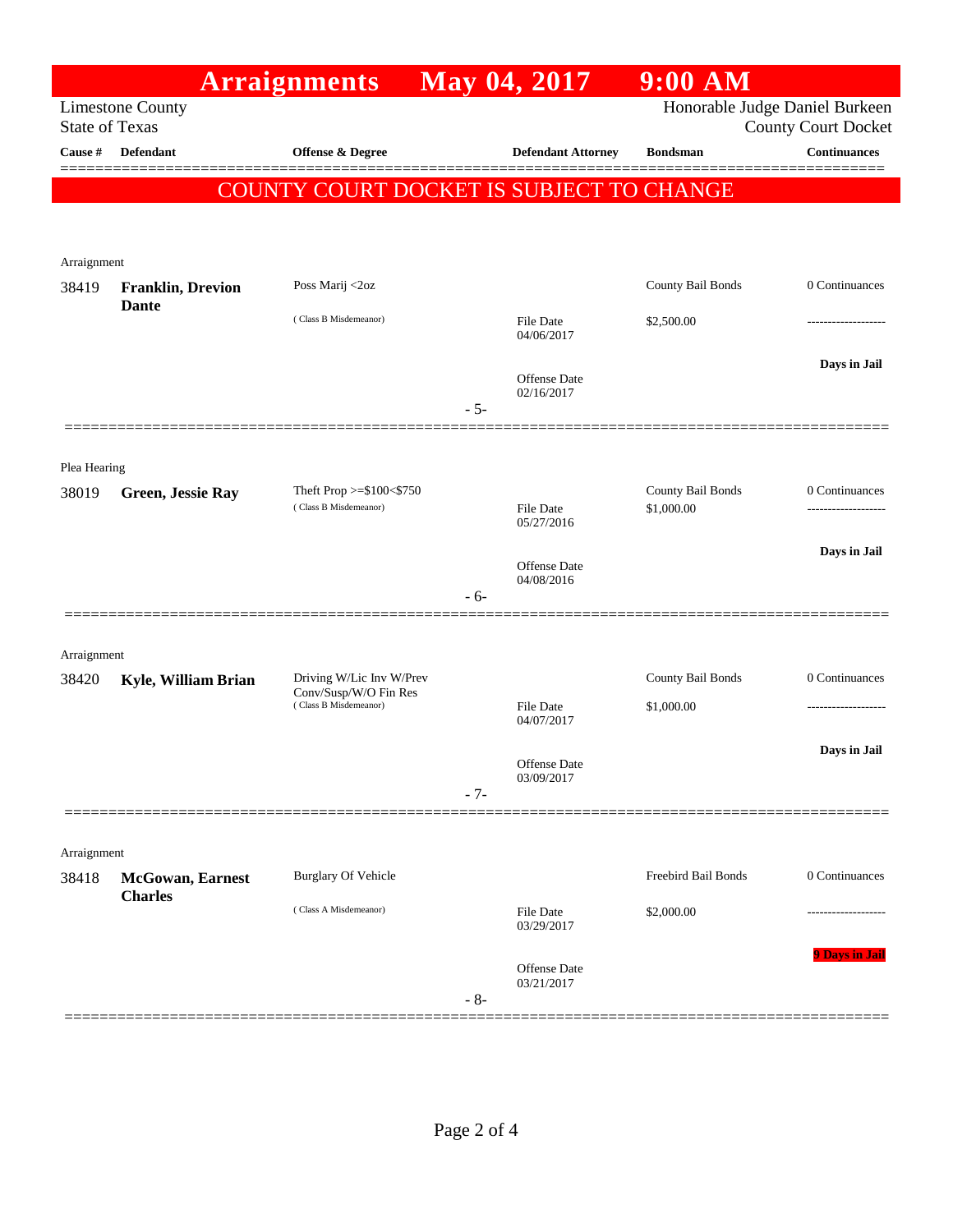# Arraignments May 04, 2017 9:00 AM

Limestone County
State of Texas

Honorable Judge Daniel Burkeen
County Court Docket

**COUNTY COURT DOCKET IS SUBJECT TO CHANGE**

| Cause # | Defendant | Offense & Degree | Defendant Attorney | Bondsman | Continuances |
|---|---|---|---|---|---|
| Arraignment | | | | | |
| 38419 | **Franklin, Drevion Dante** | Poss Marij <2oz (Class B Misdemeanor) | File Date 04/06/2017; Offense Date 02/16/2017 | County Bail Bonds $2,500.00 | 0 Continuances; Days in Jail |
| | | | - 5- | | |
| Plea Hearing | | | | | |
| 38019 | **Green, Jessie Ray** | Theft Prop >=$100<$750 (Class B Misdemeanor) | File Date 05/27/2016; Offense Date 04/08/2016 | County Bail Bonds $1,000.00 | 0 Continuances; Days in Jail |
| | | | - 6- | | |
| Arraignment | | | | | |
| 38420 | **Kyle, William Brian** | Driving W/Lic Inv W/Prev Conv/Susp/W/O Fin Res (Class B Misdemeanor) | File Date 04/07/2017; Offense Date 03/09/2017 | County Bail Bonds $1,000.00 | 0 Continuances; Days in Jail |
| | | | - 7- | | |
| Arraignment | | | | | |
| 38418 | **McGowan, Earnest Charles** | Burglary Of Vehicle (Class A Misdemeanor) | File Date 03/29/2017; Offense Date 03/21/2017 | Freebird Bail Bonds $2,000.00 | 0 Continuances; 9 Days in Jail |
| | | | - 8- | | |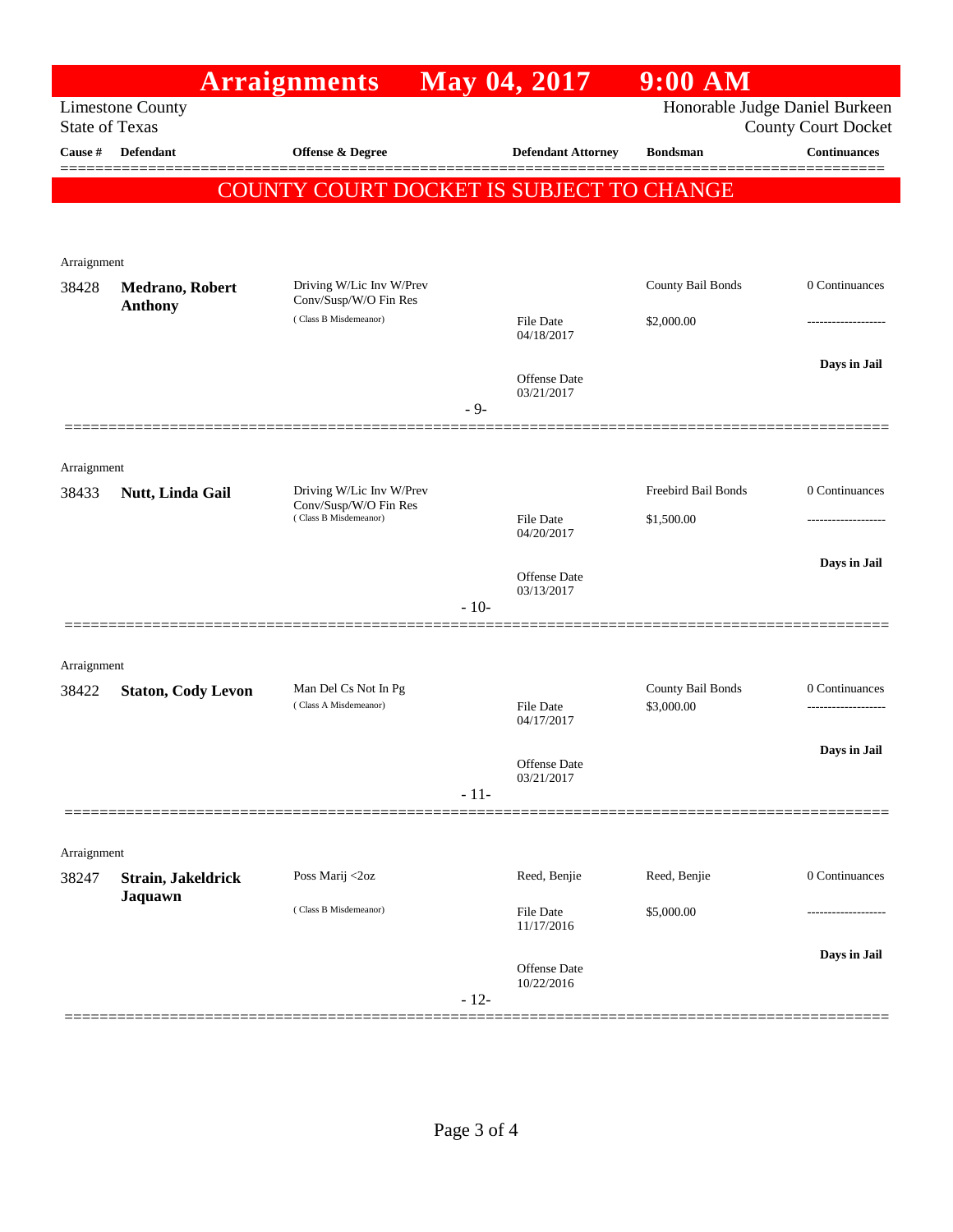# Arraignments May 04, 2017 9:00 AM

Limestone County
State of Texas

Honorable Judge Daniel Burkeen
County Court Docket

**COUNTY COURT DOCKET IS SUBJECT TO CHANGE**

| Cause # | Defendant | Offense & Degree | Defendant Attorney | Bondsman | Continuances |
|---|---|---|---|---|---|
| Arraignment | | | | | |
| 38428 | **Medrano, Robert Anthony** | Driving W/Lic Inv W/Prev Conv/Susp/W/O Fin Res (Class B Misdemeanor) | File Date 04/18/2017<br>Offense Date 03/21/2017 | County Bail Bonds<br>$2,000.00 | 0 Continuances<br>-------------------<br>**Days in Jail** |
| | | | - 9- | | |
| Arraignment | | | | | |
| 38433 | **Nutt, Linda Gail** | Driving W/Lic Inv W/Prev Conv/Susp/W/O Fin Res (Class B Misdemeanor) | File Date 04/20/2017<br>Offense Date 03/13/2017 | Freebird Bail Bonds<br>$1,500.00 | 0 Continuances<br>-------------------<br>**Days in Jail** |
| | | | - 10- | | |
| Arraignment | | | | | |
| 38422 | **Staton, Cody Levon** | Man Del Cs Not In Pg (Class A Misdemeanor) | File Date 04/17/2017<br>Offense Date 03/21/2017 | County Bail Bonds<br>$3,000.00 | 0 Continuances<br>-------------------<br>**Days in Jail** |
| | | | - 11- | | |
| Arraignment | | | | | |
| 38247 | **Strain, Jakeldrick Jaquawn** | Poss Marij <2oz (Class B Misdemeanor) | Reed, Benjie<br>File Date 11/17/2016<br>Offense Date 10/22/2016 | Reed, Benjie<br>$5,000.00 | 0 Continuances<br>-------------------<br>**Days in Jail** |
| | | | - 12- | | |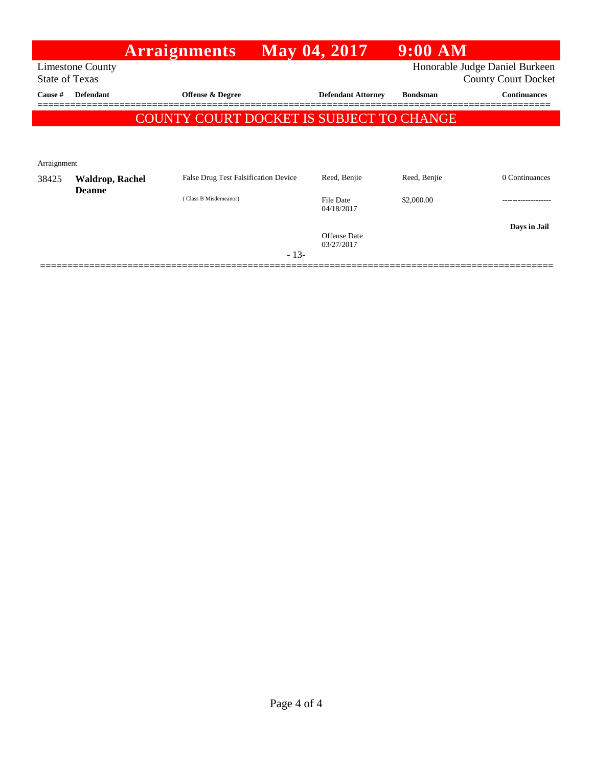# Arraignments May 04, 2017 9:00 AM

Limestone County
State of Texas

Honorable Judge Daniel Burkeen
County Court Docket

| Cause # | Defendant | Offense & Degree | Defendant Attorney | Bondsman | Continuances |
|---|---|---|---|---|---|

## COUNTY COURT DOCKET IS SUBJECT TO CHANGE

Arraignment

| Cause # | Defendant | Offense & Degree | Defendant Attorney | Bondsman | Continuances |
|---|---|---|---|---|---|
| 38425 | **Waldrop, Rachel Deanne** | False Drug Test Falsification Device | Reed, Benjie | Reed, Benjie | 0 Continuances |
| | | ( Class B Misdemeanor) | File Date 04/18/2017 | $2,000.00 | ------------------- |
| | | | Offense Date 03/27/2017 | | **Days in Jail** |

- 13-